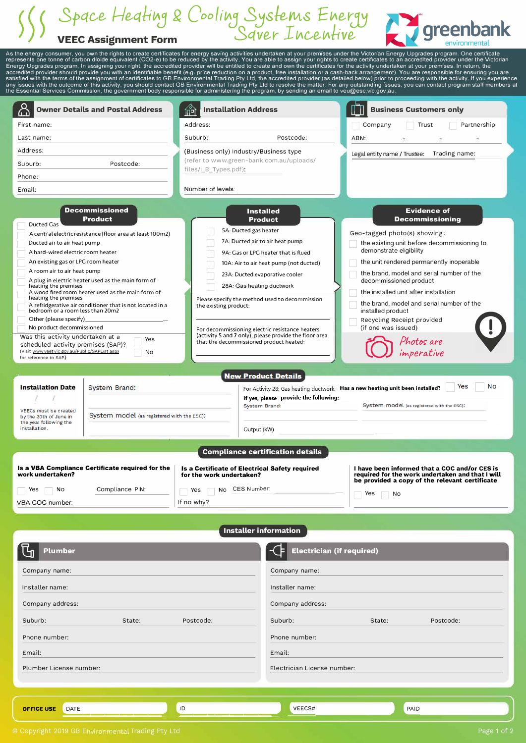# Space Heating & Cooling Systems Energy Saver Incentive

## VEEC Assignment Form

greenbank environmental

As the energy consumer, you own the rights to create certificates for energy saving activities undertaken at your premises under the Victorian Energy Upgrades program. One certificate represents one tonne of carbon dioxide equivalent ($CO_2$-e) to be reduced by the activity. You are able to assign your rights to create certificates to an accredited provider under the Victorian Energy Upgrades program. In assigning your right, the accredited provider will be entitled to create and own the certificates for the activity undertaken at your premises. In return, the accredited provider should provide you with an identifiable benefit (e.g. price reduction on a product, free installation or a cash-back arrangement). You are responsible for ensuring you are satisfied with the terms of the assignment of certificates to GB Environmental Trading Pty Ltd, the accredited provider (as detailed below) prior to proceeding with the activity. If you experience any issues with the outcome of this activity, you should contact GB Environmental Trading Pty Ltd to resolve the matter. For any outstanding issues, you can contact program staff members at the Essential Services Commission, the government body responsible for administering the program, by sending an email to veu@esc.vic.gov.au.

### Owner Details and Postal Address

First name:

Last name:

Address:

Suburb: Postcode:

Phone:

Email:

### Installation Address

Address:

Suburb: Postcode:

(Business only) Industry/Business type (refer to www.green-bank.com.au/uploads/files/I_B_Types.pdf):

Number of levels:

### Business Customers only

☐ Company ☐ Trust ☐ Partnership

ABN: - - -

Legal entity name / Trustee: Trading name:

### Decommissioned Product

- ☐ Ducted Gas
- ☐ A central electric resistance (floor area at least 100m2)
- ☐ Ducted air to air heat pump
- ☐ A hard-wired electric room heater
- ☐ An existing gas or LPG room heater
- ☐ A room air to air heat pump
- ☐ A plug in electric heater used as the main form of heating the premises
- ☐ A wood fired room heater used as the main form of heating the premises
- ☐ A refridgerative air conditioner that is not located in a bedroom or a room less than 20m2
- ☐ Other (please specify)
- ☐ No product decommissioned

Was this activity undertaken at a scheduled activity premises (SAP)? ☐ Yes ☐ No

(Visit www.veet.vic.gov.au/Public/SAPList.aspx for reference to SAP)

### Installed Product

- ☐ 5A: Ducted gas heater
- ☐ 7A: Ducted air to air heat pump
- ☐ 9A: Gas or LPG heater that is flued
- ☐ 10A: Air to air heat pump (not ducted)
- ☐ 23A: Ducted evaporative cooler
- ☐ 28A: Gas heating ductwork

Please specify the method used to decommission the existing product:

For decommissioning electric resistance heaters (activity 5 and 7 only), please provide the floor area that the decommissioned product heated:

### Evidence of Decommissioning

Geo-tagged photo(s) showing:

- ☐ the existing unit before decommissioning to demonstrate eligibility
- ☐ the unit rendered permanently inoperable
- ☐ the brand, model and serial number of the decommissioned product
- ☐ the installed unit after installation
- ☐ the brand, model and serial number of the installed product
- ☐ Recycling Receipt provided (if one was issued)

*Photos are imperative*

### New Product Details

Installation Date: / /

VEECs must be created by the 30th of June in the year following the installation.

System Brand:

System model (as registered with the ESC):

For Activity 28: Gas heating ductwork **Has a new heating unit been installed?** ☐ Yes ☐ No

**If yes, please provide the following:**

System Brand: System model (as registered with the ESC):

Output (kW)

### Compliance certification details

**Is a VBA Compliance Certificate required for the work undertaken?**

☐ Yes ☐ No Compliance PIN:

VBA COC number:

**Is a Certificate of Electrical Safety required for the work undertaken?**

☐ Yes ☐ No CES Number:

If no why?

**I have been informed that a COC and/or CES is required for the work undertaken and that I will be provided a copy of the relevant certificate**

☐ Yes ☐ No

### Installer information

#### Plumber

Company name:

Installer name:

Company address:

Suburb: State: Postcode:

Phone number:

Email:

Plumber License number:

#### Electrician (if required)

Company name:

Installer name:

Company address:

Suburb: State: Postcode:

Phone number:

Email:

Electrician License number:

| OFFICE USE | DATE | ID | VEECS# | PAID |
|---|---|---|---|---|

© Copyright 2019 GB Environmental Trading Pty Ltd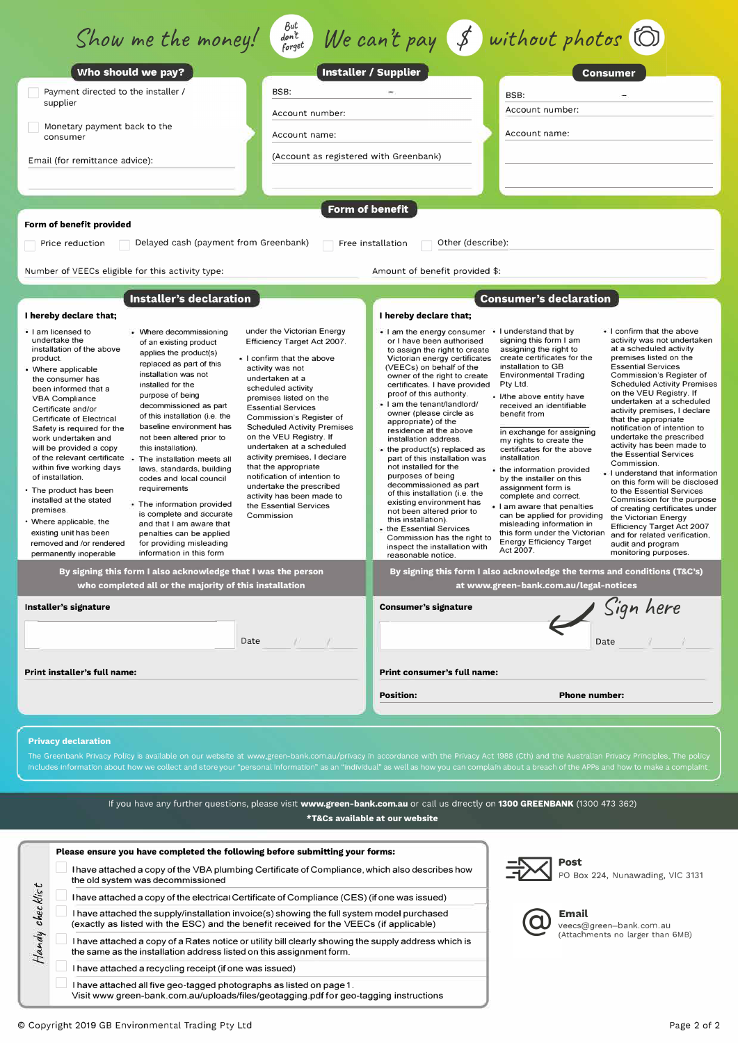# Show me the money! *But don't forget* We can't pay $ without photos

## Who should we pay?

- ☐ Payment directed to the installer / supplier
- ☐ Monetary payment back to the consumer

Email (for remittance advice):

## Installer / Supplier

BSB: –

Account number:

Account name:

(Account as registered with Greenbank)

## Consumer

BSB: –

Account number:

Account name:

## Form of benefit

**Form of benefit provided**

☐ Price reduction ☐ Delayed cash (payment from Greenbank) ☐ Free installation ☐ Other (describe):

Number of VEECs eligible for this activity type:

Amount of benefit provided $:

## Installer's declaration

**I hereby declare that;**

- I am licensed to undertake the installation of the above product.
- Where applicable the consumer has been informed that a VBA Compliance Certificate and/or Certificate of Electrical Safety is required for the work undertaken and will be provided a copy of the relevant certificate within five working days of installation.
- The product has been installed at the stated premises
- Where applicable, the existing unit has been removed and /or rendered permanently inoperable
- Where decommissioning of an existing product applies the product(s) replaced as part of this installation was not installed for the purpose of being decommissioned as part of this installation (i.e. the baseline environment has not been altered prior to this installation).
- The installation meets all laws, standards, building codes and local council requirements
- The information provided is complete and accurate and that I am aware that penalties can be applied for providing misleading information in this form under the Victorian Energy Efficiency Target Act 2007.
- I confirm that the above activity was not undertaken at a scheduled activity premises listed on the Essential Services Commission's Register of Scheduled Activity Premises on the VEU Registry. If undertaken at a scheduled activity premises, I declare that the appropriate notification of intention to undertake the prescribed activity has been made to the Essential Services Commission

**By signing this form I also acknowledge that I was the person who completed all or the majority of this installation**

**Installer's signature**

Date / /

**Print installer's full name:**

## Consumer's declaration

**I hereby declare that;**

- I am the energy consumer or I have been authorised to assign the right to create Victorian energy certificates (VEECs) on behalf of the owner of the right to create certificates. I have provided proof of this authority.
- I am the tenant/landlord/owner (please circle as appropriate) of the residence at the above installation address.
- the product(s) replaced as part of this installation was not installed for the purposes of being decommissioned as part of this installation (i.e. the existing environment has not been altered prior to this installation).
- the Essential Services Commission has the right to inspect the installation with reasonable notice.
- I understand that by signing this form I am assigning the right to create certificates for the above installation to GB Environmental Trading Pty Ltd.
- I/the above entity have received an identifiable benefit from ____________ in exchange for assigning my rights to create the certificates for the above installation.
- the information provided by the installer on this assignment form is complete and correct.
- I am aware that penalties can be applied for providing misleading information in this form under the Victorian Energy Efficiency Target Act 2007.
- I confirm that the above activity was not undertaken at a scheduled activity premises listed on the Essential Services Commission's Register of Scheduled Activity Premises on the VEU Registry. If undertaken at a scheduled activity premises, I declare that the appropriate notification of intention to undertake the prescribed activity has been made to the Essential Services Commission.
- I understand that information on this form will be disclosed to the Essential Services Commission for the purpose of creating certificates under the Victorian Energy Efficiency Target Act 2007 and for related verification, audit and program monitoring purposes.

**By signing this form I also acknowledge the terms and conditions (T&C's) at www.green-bank.com.au/legal-notices**

**Consumer's signature** *Sign here*

Date / /

**Print consumer's full name:**

**Position:** **Phone number:**

## Privacy declaration

The Greenbank Privacy Policy is available on our website at www.green-bank.com.au/privacy in accordance with the Privacy Act 1988 (Cth) and the Australian Privacy Principles. The policy includes information about how we collect and store your "personal information" as an "individual" as well as how you can complain about a breach of the APPs and how to make a complaint.

If you have any further questions, please visit **www.green-bank.com.au** or call us directly on **1300 GREENBANK** (1300 473 362)

***T&Cs available at our website**

## Handy checklist

**Please ensure you have completed the following before submitting your forms:**

- ☐ I have attached a copy of the VBA plumbing Certificate of Compliance, which also describes how the old system was decommissioned
- ☐ I have attached a copy of the electrical Certificate of Compliance (CES) (if one was issued)
- ☐ I have attached the supply/installation invoice(s) showing the full system model purchased (exactly as listed with the ESC) and the benefit received for the VEECs (if applicable)
- ☐ I have attached a copy of a Rates notice or utility bill clearly showing the supply address which is the same as the installation address listed on this assignment form.
- ☐ I have attached a recycling receipt (if one was issued)
- ☐ I have attached all five geo-tagged photographs as listed on page 1. Visit www.green-bank.com.au/uploads/files/geotagging.pdf for geo-tagging instructions

**Post**
PO Box 224, Nunawading, VIC 3131

**Email**
veecs@green–bank.com.au
(Attachments no larger than 6MB)

© Copyright 2019 GB Environmental Trading Pty Ltd